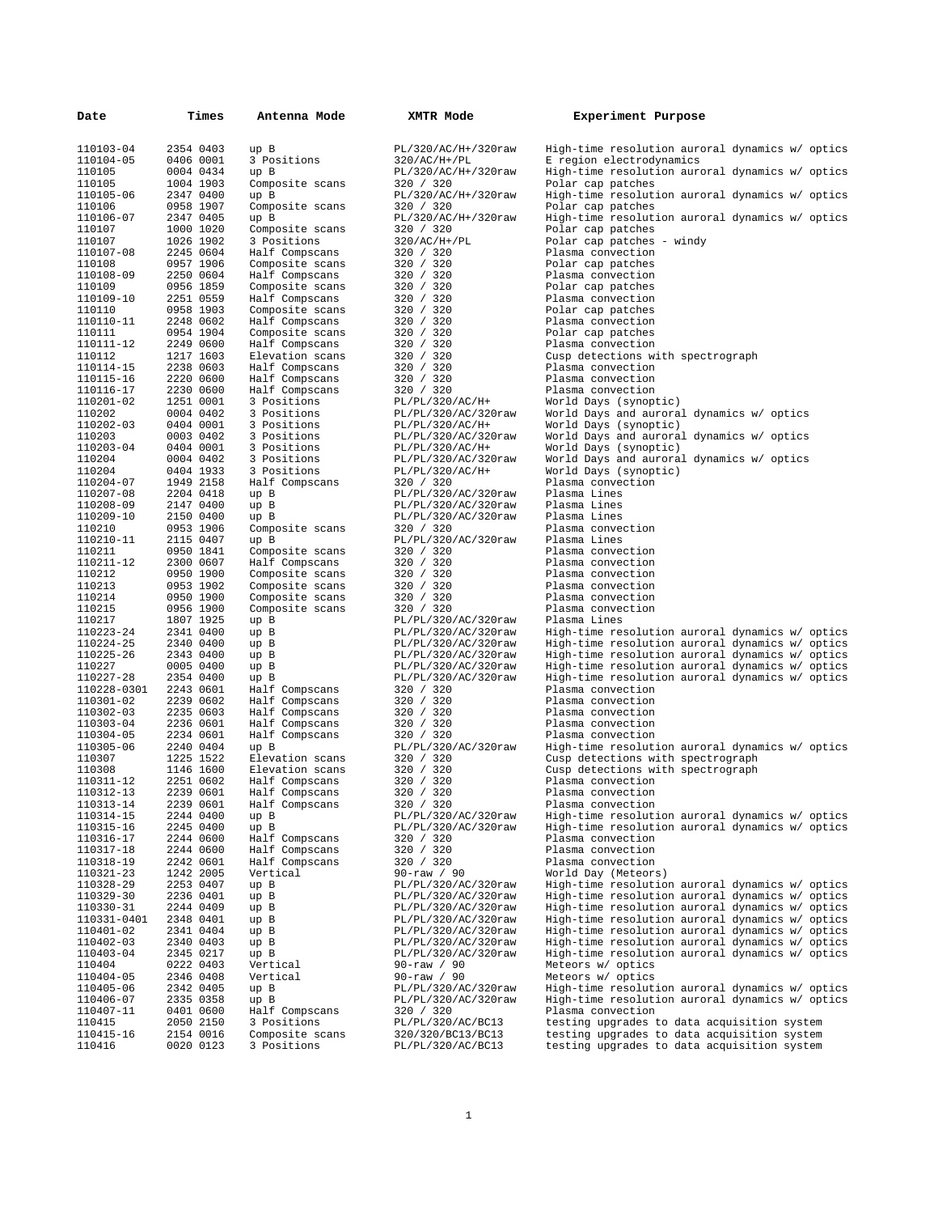| Date | Times | Antenna Mode | XMTR Mode | Experiment Purpose |
|---|---|---|---|---|
| 110103-04 | 2354 0403 | up B | PL/320/AC/H+/320raw | High-time resolution auroral dynamics w/ optics |
| 110104-05 | 0406 0001 | 3 Positions | 320/AC/H+/PL | E region electrodynamics |
| 110105 | 0004 0434 | up B | PL/320/AC/H+/320raw | High-time resolution auroral dynamics w/ optics |
| 110105 | 1004 1903 | Composite scans | 320 / 320 | Polar cap patches |
| 110105-06 | 2347 0400 | up B | PL/320/AC/H+/320raw | High-time resolution auroral dynamics w/ optics |
| 110106 | 0958 1907 | Composite scans | 320 / 320 | Polar cap patches |
| 110106-07 | 2347 0405 | up B | PL/320/AC/H+/320raw | High-time resolution auroral dynamics w/ optics |
| 110107 | 1000 1020 | Composite scans | 320 / 320 | Polar cap patches |
| 110107 | 1026 1902 | 3 Positions | 320/AC/H+/PL | Polar cap patches - windy |
| 110107-08 | 2245 0604 | Half Compscans | 320 / 320 | Plasma convection |
| 110108 | 0957 1906 | Composite scans | 320 / 320 | Polar cap patches |
| 110108-09 | 2250 0604 | Half Compscans | 320 / 320 | Plasma convection |
| 110109 | 0956 1859 | Composite scans | 320 / 320 | Polar cap patches |
| 110109-10 | 2251 0559 | Half Compscans | 320 / 320 | Plasma convection |
| 110110 | 0958 1903 | Composite scans | 320 / 320 | Polar cap patches |
| 110110-11 | 2248 0602 | Half Compscans | 320 / 320 | Plasma convection |
| 110111 | 0954 1904 | Composite scans | 320 / 320 | Polar cap patches |
| 110111-12 | 2249 0600 | Half Compscans | 320 / 320 | Plasma convection |
| 110112 | 1217 1603 | Elevation scans | 320 / 320 | Cusp detections with spectrograph |
| 110114-15 | 2238 0603 | Half Compscans | 320 / 320 | Plasma convection |
| 110115-16 | 2220 0600 | Half Compscans | 320 / 320 | Plasma convection |
| 110116-17 | 2230 0600 | Half Compscans | 320 / 320 | Plasma convection |
| 110201-02 | 1251 0001 | 3 Positions | PL/PL/320/AC/H+ | World Days (synoptic) |
| 110202 | 0004 0402 | 3 Positions | PL/PL/320/AC/320raw | World Days and auroral dynamics w/ optics |
| 110202-03 | 0404 0001 | 3 Positions | PL/PL/320/AC/H+ | World Days (synoptic) |
| 110203 | 0003 0402 | 3 Positions | PL/PL/320/AC/320raw | World Days and auroral dynamics w/ optics |
| 110203-04 | 0404 0001 | 3 Positions | PL/PL/320/AC/H+ | World Days (synoptic) |
| 110204 | 0004 0402 | 3 Positions | PL/PL/320/AC/320raw | World Days and auroral dynamics w/ optics |
| 110204 | 0404 1933 | 3 Positions | PL/PL/320/AC/H+ | World Days (synoptic) |
| 110204-07 | 1949 2158 | Half Compscans | 320 / 320 | Plasma convection |
| 110207-08 | 2204 0418 | up B | PL/PL/320/AC/320raw | Plasma Lines |
| 110208-09 | 2147 0400 | up B | PL/PL/320/AC/320raw | Plasma Lines |
| 110209-10 | 2150 0400 | up B | PL/PL/320/AC/320raw | Plasma Lines |
| 110210 | 0953 1906 | Composite scans | 320 / 320 | Plasma convection |
| 110210-11 | 2115 0407 | up B | PL/PL/320/AC/320raw | Plasma Lines |
| 110211 | 0950 1841 | Composite scans | 320 / 320 | Plasma convection |
| 110211-12 | 2300 0607 | Half Compscans | 320 / 320 | Plasma convection |
| 110212 | 0950 1900 | Composite scans | 320 / 320 | Plasma convection |
| 110213 | 0953 1902 | Composite scans | 320 / 320 | Plasma convection |
| 110214 | 0950 1900 | Composite scans | 320 / 320 | Plasma convection |
| 110215 | 0956 1900 | Composite scans | 320 / 320 | Plasma convection |
| 110217 | 1807 1925 | up B | PL/PL/320/AC/320raw | Plasma Lines |
| 110223-24 | 2341 0400 | up B | PL/PL/320/AC/320raw | High-time resolution auroral dynamics w/ optics |
| 110224-25 | 2340 0400 | up B | PL/PL/320/AC/320raw | High-time resolution auroral dynamics w/ optics |
| 110225-26 | 2343 0400 | up B | PL/PL/320/AC/320raw | High-time resolution auroral dynamics w/ optics |
| 110227 | 0005 0400 | up B | PL/PL/320/AC/320raw | High-time resolution auroral dynamics w/ optics |
| 110227-28 | 2354 0400 | up B | PL/PL/320/AC/320raw | High-time resolution auroral dynamics w/ optics |
| 110228-0301 | 2243 0601 | Half Compscans | 320 / 320 | Plasma convection |
| 110301-02 | 2239 0602 | Half Compscans | 320 / 320 | Plasma convection |
| 110302-03 | 2235 0603 | Half Compscans | 320 / 320 | Plasma convection |
| 110303-04 | 2236 0601 | Half Compscans | 320 / 320 | Plasma convection |
| 110304-05 | 2234 0601 | Half Compscans | 320 / 320 | Plasma convection |
| 110305-06 | 2240 0404 | up B | PL/PL/320/AC/320raw | High-time resolution auroral dynamics w/ optics |
| 110307 | 1225 1522 | Elevation scans | 320 / 320 | Cusp detections with spectrograph |
| 110308 | 1146 1600 | Elevation scans | 320 / 320 | Cusp detections with spectrograph |
| 110311-12 | 2251 0602 | Half Compscans | 320 / 320 | Plasma convection |
| 110312-13 | 2239 0601 | Half Compscans | 320 / 320 | Plasma convection |
| 110313-14 | 2239 0601 | Half Compscans | 320 / 320 | Plasma convection |
| 110314-15 | 2244 0400 | up B | PL/PL/320/AC/320raw | High-time resolution auroral dynamics w/ optics |
| 110315-16 | 2245 0400 | up B | PL/PL/320/AC/320raw | High-time resolution auroral dynamics w/ optics |
| 110316-17 | 2244 0600 | Half Compscans | 320 / 320 | Plasma convection |
| 110317-18 | 2244 0600 | Half Compscans | 320 / 320 | Plasma convection |
| 110318-19 | 2242 0601 | Half Compscans | 320 / 320 | Plasma convection |
| 110321-23 | 1242 2005 | Vertical | 90-raw / 90 | World Day (Meteors) |
| 110328-29 | 2253 0407 | up B | PL/PL/320/AC/320raw | High-time resolution auroral dynamics w/ optics |
| 110329-30 | 2236 0401 | up B | PL/PL/320/AC/320raw | High-time resolution auroral dynamics w/ optics |
| 110330-31 | 2244 0409 | up B | PL/PL/320/AC/320raw | High-time resolution auroral dynamics w/ optics |
| 110331-0401 | 2348 0401 | up B | PL/PL/320/AC/320raw | High-time resolution auroral dynamics w/ optics |
| 110401-02 | 2341 0404 | up B | PL/PL/320/AC/320raw | High-time resolution auroral dynamics w/ optics |
| 110402-03 | 2340 0403 | up B | PL/PL/320/AC/320raw | High-time resolution auroral dynamics w/ optics |
| 110403-04 | 2345 0217 | up B | PL/PL/320/AC/320raw | High-time resolution auroral dynamics w/ optics |
| 110404 | 0222 0403 | Vertical | 90-raw / 90 | Meteors w/ optics |
| 110404-05 | 2346 0408 | Vertical | 90-raw / 90 | Meteors w/ optics |
| 110405-06 | 2342 0405 | up B | PL/PL/320/AC/320raw | High-time resolution auroral dynamics w/ optics |
| 110406-07 | 2335 0358 | up B | PL/PL/320/AC/320raw | High-time resolution auroral dynamics w/ optics |
| 110407-11 | 0401 0600 | Half Compscans | 320 / 320 | Plasma convection |
| 110415 | 2050 2150 | 3 Positions | PL/PL/320/AC/BC13 | testing upgrades to data acquisition system |
| 110415-16 | 2154 0016 | Composite scans | 320/320/BC13/BC13 | testing upgrades to data acquisition system |
| 110416 | 0020 0123 | 3 Positions | PL/PL/320/AC/BC13 | testing upgrades to data acquisition system |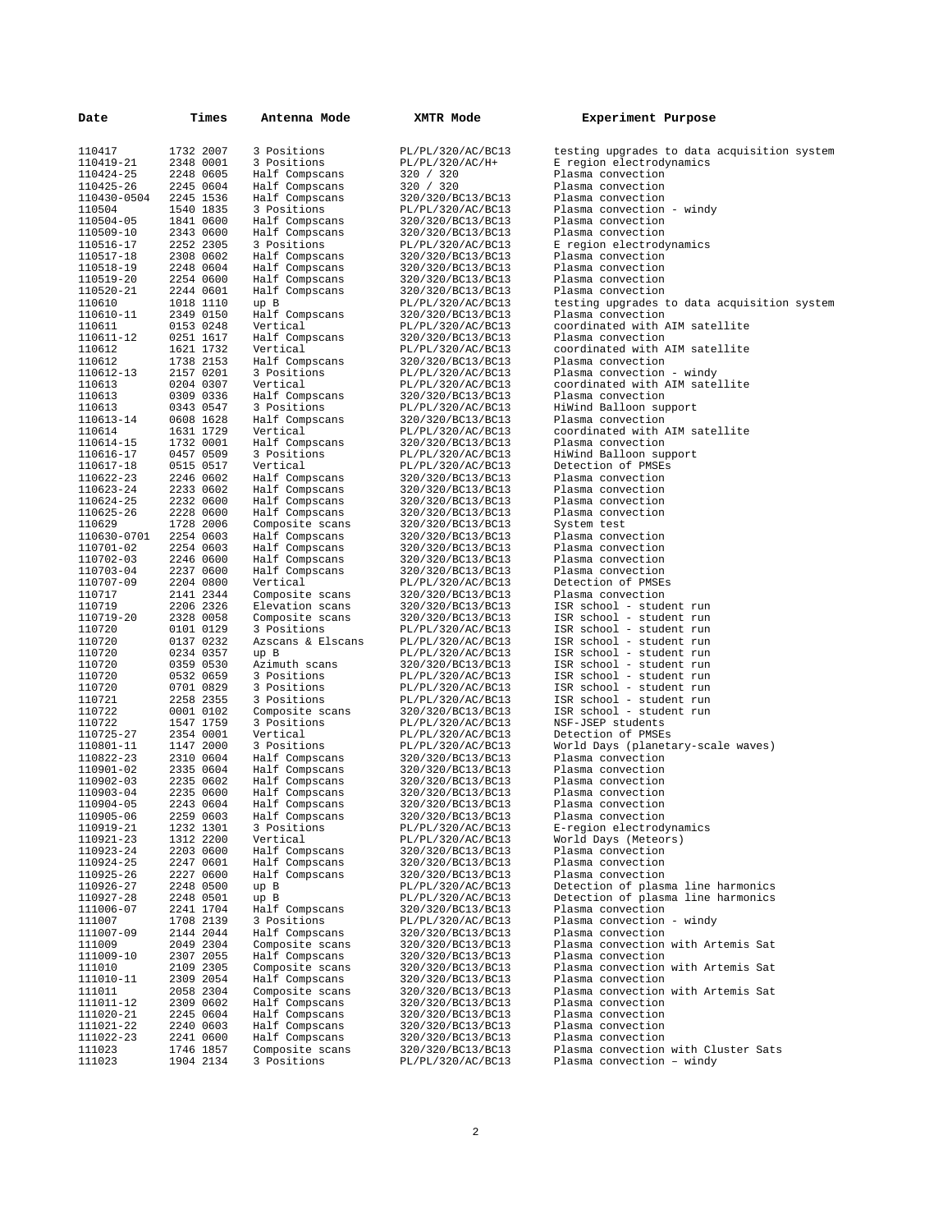| Date | Times | Antenna Mode | XMTR Mode | Experiment Purpose |
|---|---|---|---|---|
| 110417 | 1732 2007 | 3 Positions | PL/PL/320/AC/BC13 | testing upgrades to data acquisition system |
| 110419-21 | 2348 0001 | 3 Positions | PL/PL/320/AC/H+ | E region electrodynamics |
| 110424-25 | 2248 0605 | Half Compscans | 320 / 320 | Plasma convection |
| 110425-26 | 2245 0604 | Half Compscans | 320 / 320 | Plasma convection |
| 110430-0504 | 2245 1536 | Half Compscans | 320/320/BC13/BC13 | Plasma convection |
| 110504 | 1540 1835 | 3 Positions | PL/PL/320/AC/BC13 | Plasma convection - windy |
| 110504-05 | 1841 0600 | Half Compscans | 320/320/BC13/BC13 | Plasma convection |
| 110509-10 | 2343 0600 | Half Compscans | 320/320/BC13/BC13 | Plasma convection |
| 110516-17 | 2252 2305 | 3 Positions | PL/PL/320/AC/BC13 | E region electrodynamics |
| 110517-18 | 2308 0602 | Half Compscans | 320/320/BC13/BC13 | Plasma convection |
| 110518-19 | 2248 0604 | Half Compscans | 320/320/BC13/BC13 | Plasma convection |
| 110519-20 | 2254 0600 | Half Compscans | 320/320/BC13/BC13 | Plasma convection |
| 110520-21 | 2244 0601 | Half Compscans | 320/320/BC13/BC13 | Plasma convection |
| 110610 | 1018 1110 | up B | PL/PL/320/AC/BC13 | testing upgrades to data acquisition system |
| 110610-11 | 2349 0150 | Half Compscans | 320/320/BC13/BC13 | Plasma convection |
| 110611 | 0153 0248 | Vertical | PL/PL/320/AC/BC13 | coordinated with AIM satellite |
| 110611-12 | 0251 1617 | Half Compscans | 320/320/BC13/BC13 | Plasma convection |
| 110612 | 1621 1732 | Vertical | PL/PL/320/AC/BC13 | coordinated with AIM satellite |
| 110612 | 1738 2153 | Half Compscans | 320/320/BC13/BC13 | Plasma convection |
| 110612-13 | 2157 0201 | 3 Positions | PL/PL/320/AC/BC13 | Plasma convection - windy |
| 110613 | 0204 0307 | Vertical | PL/PL/320/AC/BC13 | coordinated with AIM satellite |
| 110613 | 0309 0336 | Half Compscans | 320/320/BC13/BC13 | Plasma convection |
| 110613 | 0343 0547 | 3 Positions | PL/PL/320/AC/BC13 | HiWind Balloon support |
| 110613-14 | 0608 1628 | Half Compscans | 320/320/BC13/BC13 | Plasma convection |
| 110614 | 1631 1729 | Vertical | PL/PL/320/AC/BC13 | coordinated with AIM satellite |
| 110614-15 | 1732 0001 | Half Compscans | 320/320/BC13/BC13 | Plasma convection |
| 110616-17 | 0457 0509 | 3 Positions | PL/PL/320/AC/BC13 | HiWind Balloon support |
| 110617-18 | 0515 0517 | Vertical | PL/PL/320/AC/BC13 | Detection of PMSEs |
| 110622-23 | 2246 0602 | Half Compscans | 320/320/BC13/BC13 | Plasma convection |
| 110623-24 | 2233 0602 | Half Compscans | 320/320/BC13/BC13 | Plasma convection |
| 110624-25 | 2232 0600 | Half Compscans | 320/320/BC13/BC13 | Plasma convection |
| 110625-26 | 2228 0600 | Half Compscans | 320/320/BC13/BC13 | Plasma convection |
| 110629 | 1728 2006 | Composite scans | 320/320/BC13/BC13 | System test |
| 110630-0701 | 2254 0603 | Half Compscans | 320/320/BC13/BC13 | Plasma convection |
| 110701-02 | 2254 0603 | Half Compscans | 320/320/BC13/BC13 | Plasma convection |
| 110702-03 | 2246 0600 | Half Compscans | 320/320/BC13/BC13 | Plasma convection |
| 110703-04 | 2237 0600 | Half Compscans | 320/320/BC13/BC13 | Plasma convection |
| 110707-09 | 2204 0800 | Vertical | PL/PL/320/AC/BC13 | Detection of PMSEs |
| 110717 | 2141 2344 | Composite scans | 320/320/BC13/BC13 | Plasma convection |
| 110719 | 2206 2326 | Elevation scans | 320/320/BC13/BC13 | ISR school - student run |
| 110719-20 | 2328 0058 | Composite scans | 320/320/BC13/BC13 | ISR school - student run |
| 110720 | 0101 0129 | 3 Positions | PL/PL/320/AC/BC13 | ISR school - student run |
| 110720 | 0137 0232 | Azscans & Elscans | PL/PL/320/AC/BC13 | ISR school - student run |
| 110720 | 0234 0357 | up B | PL/PL/320/AC/BC13 | ISR school - student run |
| 110720 | 0359 0530 | Azimuth scans | 320/320/BC13/BC13 | ISR school - student run |
| 110720 | 0532 0659 | 3 Positions | PL/PL/320/AC/BC13 | ISR school - student run |
| 110720 | 0701 0829 | 3 Positions | PL/PL/320/AC/BC13 | ISR school - student run |
| 110721 | 2258 2355 | 3 Positions | PL/PL/320/AC/BC13 | ISR school - student run |
| 110722 | 0001 0102 | Composite scans | 320/320/BC13/BC13 | ISR school - student run |
| 110722 | 1547 1759 | 3 Positions | PL/PL/320/AC/BC13 | NSF-JSEP students |
| 110725-27 | 2354 0001 | Vertical | PL/PL/320/AC/BC13 | Detection of PMSEs |
| 110801-11 | 1147 2000 | 3 Positions | PL/PL/320/AC/BC13 | World Days (planetary-scale waves) |
| 110822-23 | 2310 0604 | Half Compscans | 320/320/BC13/BC13 | Plasma convection |
| 110901-02 | 2335 0604 | Half Compscans | 320/320/BC13/BC13 | Plasma convection |
| 110902-03 | 2235 0602 | Half Compscans | 320/320/BC13/BC13 | Plasma convection |
| 110903-04 | 2235 0600 | Half Compscans | 320/320/BC13/BC13 | Plasma convection |
| 110904-05 | 2243 0604 | Half Compscans | 320/320/BC13/BC13 | Plasma convection |
| 110905-06 | 2259 0603 | Half Compscans | 320/320/BC13/BC13 | Plasma convection |
| 110919-21 | 1232 1301 | 3 Positions | PL/PL/320/AC/BC13 | E-region electrodynamics |
| 110921-23 | 1312 2200 | Vertical | PL/PL/320/AC/BC13 | World Days (Meteors) |
| 110923-24 | 2203 0600 | Half Compscans | 320/320/BC13/BC13 | Plasma convection |
| 110924-25 | 2247 0601 | Half Compscans | 320/320/BC13/BC13 | Plasma convection |
| 110925-26 | 2227 0600 | Half Compscans | 320/320/BC13/BC13 | Plasma convection |
| 110926-27 | 2248 0500 | up B | PL/PL/320/AC/BC13 | Detection of plasma line harmonics |
| 110927-28 | 2248 0501 | up B | PL/PL/320/AC/BC13 | Detection of plasma line harmonics |
| 111006-07 | 2241 1704 | Half Compscans | 320/320/BC13/BC13 | Plasma convection |
| 111007 | 1708 2139 | 3 Positions | PL/PL/320/AC/BC13 | Plasma convection - windy |
| 111007-09 | 2144 2044 | Half Compscans | 320/320/BC13/BC13 | Plasma convection |
| 111009 | 2049 2304 | Composite scans | 320/320/BC13/BC13 | Plasma convection with Artemis Sat |
| 111009-10 | 2307 2055 | Half Compscans | 320/320/BC13/BC13 | Plasma convection |
| 111010 | 2109 2305 | Composite scans | 320/320/BC13/BC13 | Plasma convection with Artemis Sat |
| 111010-11 | 2309 2054 | Half Compscans | 320/320/BC13/BC13 | Plasma convection |
| 111011 | 2058 2304 | Composite scans | 320/320/BC13/BC13 | Plasma convection with Artemis Sat |
| 111011-12 | 2309 0602 | Half Compscans | 320/320/BC13/BC13 | Plasma convection |
| 111020-21 | 2245 0604 | Half Compscans | 320/320/BC13/BC13 | Plasma convection |
| 111021-22 | 2240 0603 | Half Compscans | 320/320/BC13/BC13 | Plasma convection |
| 111022-23 | 2241 0600 | Half Compscans | 320/320/BC13/BC13 | Plasma convection |
| 111023 | 1746 1857 | Composite scans | 320/320/BC13/BC13 | Plasma convection with Cluster Sats |
| 111023 | 1904 2134 | 3 Positions | PL/PL/320/AC/BC13 | Plasma convection – windy |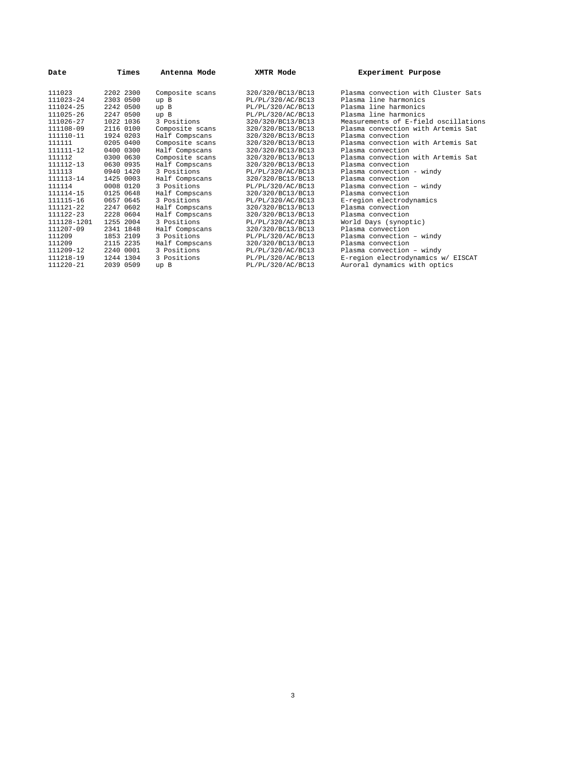| Date | Times | Antenna Mode | XMTR Mode | Experiment Purpose |
|---|---|---|---|---|
| 111023 | 2202 2300 | Composite scans | 320/320/BC13/BC13 | Plasma convection with Cluster Sats |
| 111023-24 | 2303 0500 | up B | PL/PL/320/AC/BC13 | Plasma line harmonics |
| 111024-25 | 2242 0500 | up B | PL/PL/320/AC/BC13 | Plasma line harmonics |
| 111025-26 | 2247 0500 | up B | PL/PL/320/AC/BC13 | Plasma line harmonics |
| 111026-27 | 1022 1036 | 3 Positions | 320/320/BC13/BC13 | Measurements of E-field oscillations |
| 111108-09 | 2116 0100 | Composite scans | 320/320/BC13/BC13 | Plasma convection with Artemis Sat |
| 111110-11 | 1924 0203 | Half Compscans | 320/320/BC13/BC13 | Plasma convection |
| 111111 | 0205 0400 | Composite scans | 320/320/BC13/BC13 | Plasma convection with Artemis Sat |
| 111111-12 | 0400 0300 | Half Compscans | 320/320/BC13/BC13 | Plasma convection |
| 111112 | 0300 0630 | Composite scans | 320/320/BC13/BC13 | Plasma convection with Artemis Sat |
| 111112-13 | 0630 0935 | Half Compscans | 320/320/BC13/BC13 | Plasma convection |
| 111113 | 0940 1420 | 3 Positions | PL/PL/320/AC/BC13 | Plasma convection - windy |
| 111113-14 | 1425 0003 | Half Compscans | 320/320/BC13/BC13 | Plasma convection |
| 111114 | 0008 0120 | 3 Positions | PL/PL/320/AC/BC13 | Plasma convection – windy |
| 111114-15 | 0125 0648 | Half Compscans | 320/320/BC13/BC13 | Plasma convection |
| 111115-16 | 0657 0645 | 3 Positions | PL/PL/320/AC/BC13 | E-region electrodynamics |
| 111121-22 | 2247 0602 | Half Compscans | 320/320/BC13/BC13 | Plasma convection |
| 111122-23 | 2228 0604 | Half Compscans | 320/320/BC13/BC13 | Plasma convection |
| 111128-1201 | 1255 2004 | 3 Positions | PL/PL/320/AC/BC13 | World Days (synoptic) |
| 111207-09 | 2341 1848 | Half Compscans | 320/320/BC13/BC13 | Plasma convection |
| 111209 | 1853 2109 | 3 Positions | PL/PL/320/AC/BC13 | Plasma convection – windy |
| 111209 | 2115 2235 | Half Compscans | 320/320/BC13/BC13 | Plasma convection |
| 111209-12 | 2240 0001 | 3 Positions | PL/PL/320/AC/BC13 | Plasma convection – windy |
| 111218-19 | 1244 1304 | 3 Positions | PL/PL/320/AC/BC13 | E-region electrodynamics w/ EISCAT |
| 111220-21 | 2039 0509 | up B | PL/PL/320/AC/BC13 | Auroral dynamics with optics |